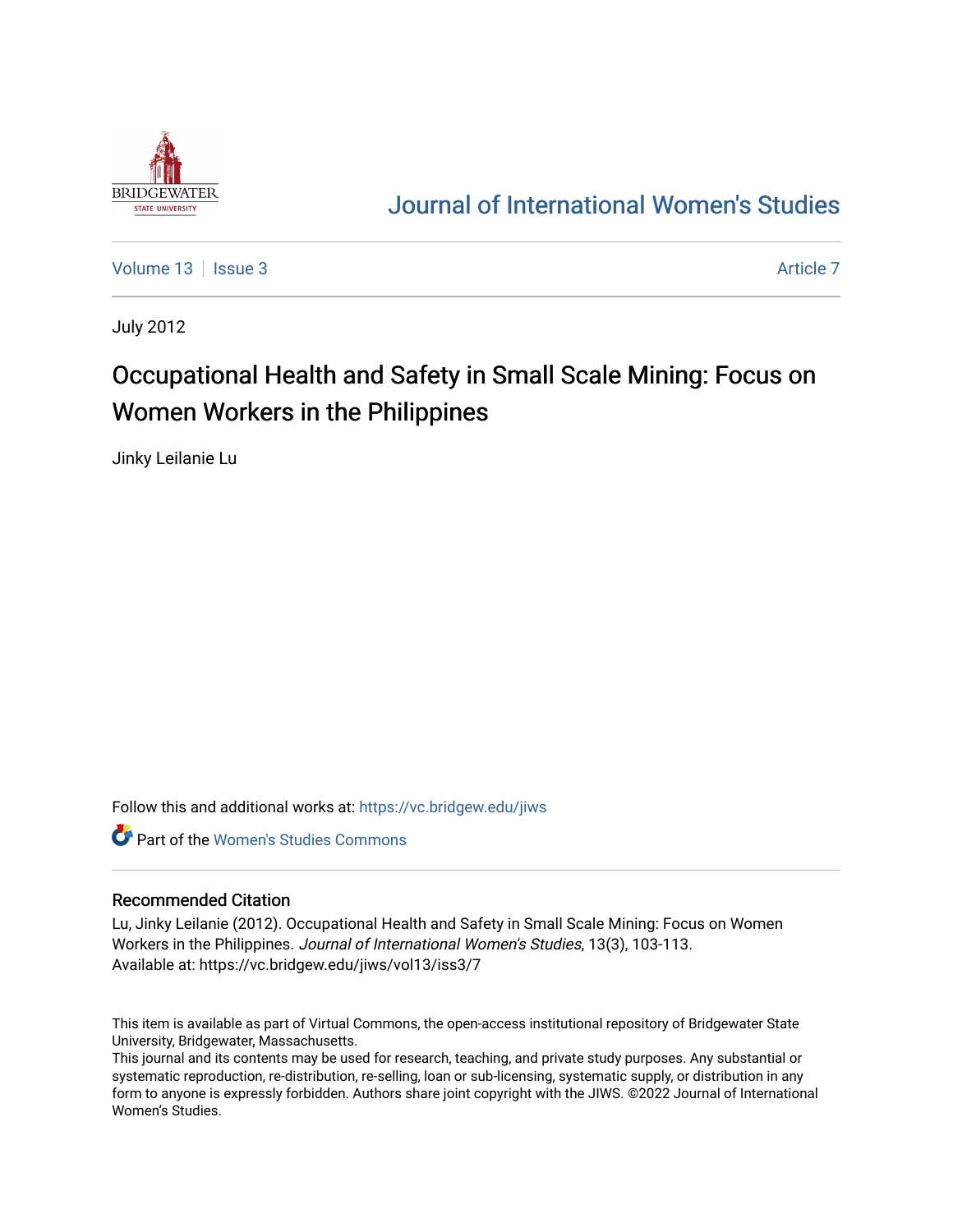Journal of International Women's Studies

Volume 13 | Issue 3 | Article 7

July 2012

# Occupational Health and Safety in Small Scale Mining: Focus on Women Workers in the Philippines

Jinky Leilanie Lu

Follow this and additional works at: https://vc.bridgew.edu/jiws

Part of the Women's Studies Commons

### Recommended Citation

Lu, Jinky Leilanie (2012). Occupational Health and Safety in Small Scale Mining: Focus on Women Workers in the Philippines. *Journal of International Women's Studies*, 13(3), 103-113.
Available at: https://vc.bridgew.edu/jiws/vol13/iss3/7

This item is available as part of Virtual Commons, the open-access institutional repository of Bridgewater State University, Bridgewater, Massachusetts.
This journal and its contents may be used for research, teaching, and private study purposes. Any substantial or systematic reproduction, re-distribution, re-selling, loan or sub-licensing, systematic supply, or distribution in any form to anyone is expressly forbidden. Authors share joint copyright with the JIWS. ©2022 Journal of International Women's Studies.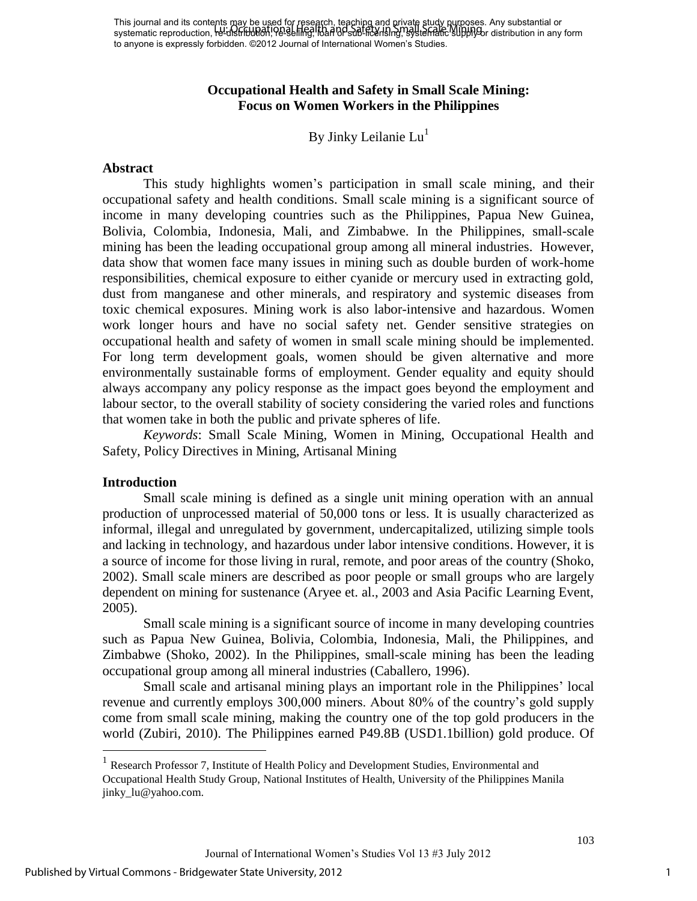# Occupational Health and Safety in Small Scale Mining: Focus on Women Workers in the Philippines

By Jinky Leilanie Lu[1]

## Abstract

This study highlights women's participation in small scale mining, and their occupational safety and health conditions. Small scale mining is a significant source of income in many developing countries such as the Philippines, Papua New Guinea, Bolivia, Colombia, Indonesia, Mali, and Zimbabwe. In the Philippines, small-scale mining has been the leading occupational group among all mineral industries. However, data show that women face many issues in mining such as double burden of work-home responsibilities, chemical exposure to either cyanide or mercury used in extracting gold, dust from manganese and other minerals, and respiratory and systemic diseases from toxic chemical exposures. Mining work is also labor-intensive and hazardous. Women work longer hours and have no social safety net. Gender sensitive strategies on occupational health and safety of women in small scale mining should be implemented. For long term development goals, women should be given alternative and more environmentally sustainable forms of employment. Gender equality and equity should always accompany any policy response as the impact goes beyond the employment and labour sector, to the overall stability of society considering the varied roles and functions that women take in both the public and private spheres of life.

*Keywords*: Small Scale Mining, Women in Mining, Occupational Health and Safety, Policy Directives in Mining, Artisanal Mining

## Introduction

Small scale mining is defined as a single unit mining operation with an annual production of unprocessed material of 50,000 tons or less. It is usually characterized as informal, illegal and unregulated by government, undercapitalized, utilizing simple tools and lacking in technology, and hazardous under labor intensive conditions. However, it is a source of income for those living in rural, remote, and poor areas of the country (Shoko, 2002). Small scale miners are described as poor people or small groups who are largely dependent on mining for sustenance (Aryee et. al., 2003 and Asia Pacific Learning Event, 2005).

Small scale mining is a significant source of income in many developing countries such as Papua New Guinea, Bolivia, Colombia, Indonesia, Mali, the Philippines, and Zimbabwe (Shoko, 2002). In the Philippines, small-scale mining has been the leading occupational group among all mineral industries (Caballero, 1996).

Small scale and artisanal mining plays an important role in the Philippines' local revenue and currently employs 300,000 miners. About 80% of the country's gold supply come from small scale mining, making the country one of the top gold producers in the world (Zubiri, 2010). The Philippines earned P49.8B (USD1.1billion) gold produce. Of

[1] Research Professor 7, Institute of Health Policy and Development Studies, Environmental and Occupational Health Study Group, National Institutes of Health, University of the Philippines Manila jinky_lu@yahoo.com.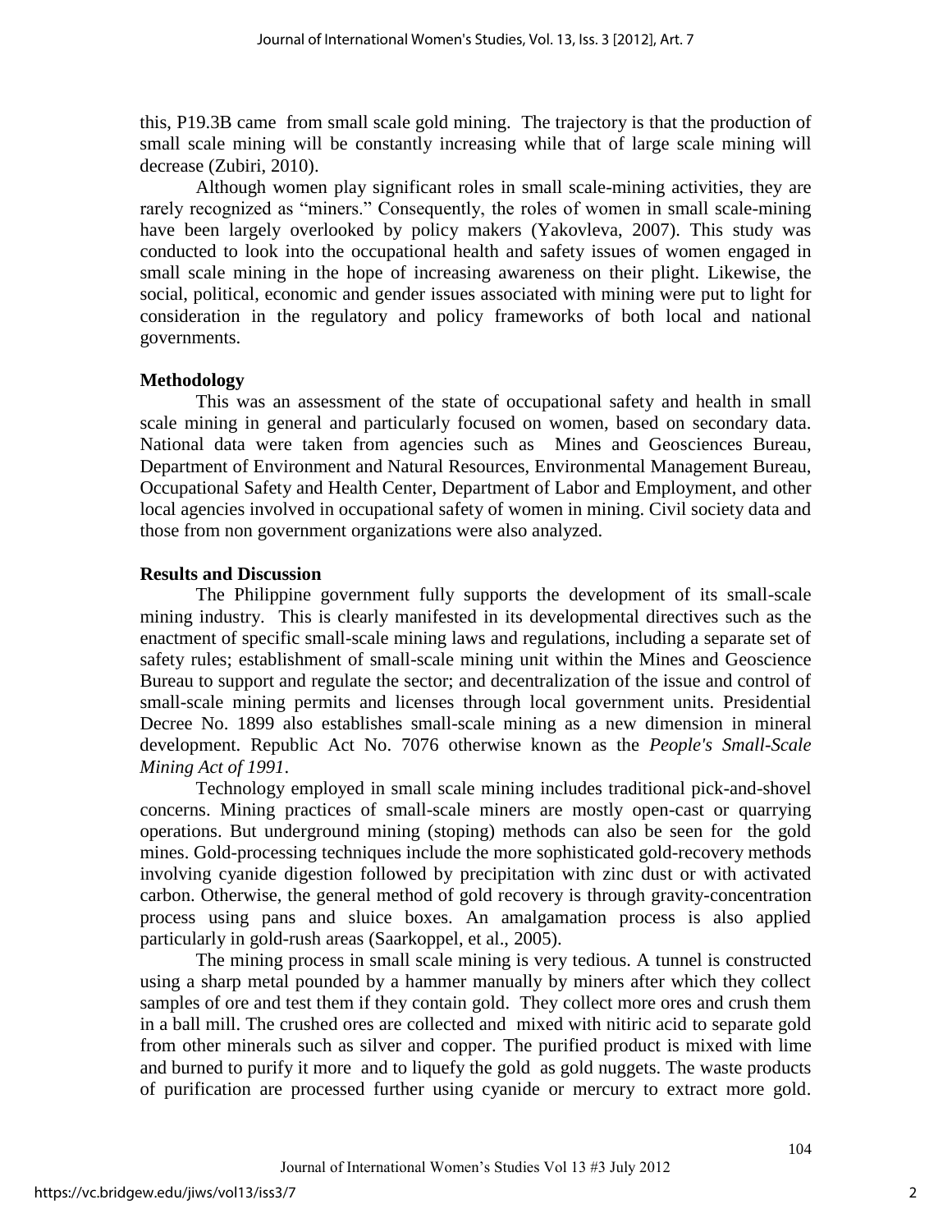this, P19.3B came from small scale gold mining. The trajectory is that the production of small scale mining will be constantly increasing while that of large scale mining will decrease (Zubiri, 2010).

Although women play significant roles in small scale-mining activities, they are rarely recognized as "miners." Consequently, the roles of women in small scale-mining have been largely overlooked by policy makers (Yakovleva, 2007). This study was conducted to look into the occupational health and safety issues of women engaged in small scale mining in the hope of increasing awareness on their plight. Likewise, the social, political, economic and gender issues associated with mining were put to light for consideration in the regulatory and policy frameworks of both local and national governments.

**Methodology**

This was an assessment of the state of occupational safety and health in small scale mining in general and particularly focused on women, based on secondary data. National data were taken from agencies such as Mines and Geosciences Bureau, Department of Environment and Natural Resources, Environmental Management Bureau, Occupational Safety and Health Center, Department of Labor and Employment, and other local agencies involved in occupational safety of women in mining. Civil society data and those from non government organizations were also analyzed.

**Results and Discussion**

The Philippine government fully supports the development of its small-scale mining industry. This is clearly manifested in its developmental directives such as the enactment of specific small-scale mining laws and regulations, including a separate set of safety rules; establishment of small-scale mining unit within the Mines and Geoscience Bureau to support and regulate the sector; and decentralization of the issue and control of small-scale mining permits and licenses through local government units. Presidential Decree No. 1899 also establishes small-scale mining as a new dimension in mineral development. Republic Act No. 7076 otherwise known as the *People's Small-Scale Mining Act of 1991*.

Technology employed in small scale mining includes traditional pick-and-shovel concerns. Mining practices of small-scale miners are mostly open-cast or quarrying operations. But underground mining (stoping) methods can also be seen for the gold mines. Gold-processing techniques include the more sophisticated gold-recovery methods involving cyanide digestion followed by precipitation with zinc dust or with activated carbon. Otherwise, the general method of gold recovery is through gravity-concentration process using pans and sluice boxes. An amalgamation process is also applied particularly in gold-rush areas (Saarkoppel, et al., 2005).

The mining process in small scale mining is very tedious. A tunnel is constructed using a sharp metal pounded by a hammer manually by miners after which they collect samples of ore and test them if they contain gold. They collect more ores and crush them in a ball mill. The crushed ores are collected and mixed with nitiric acid to separate gold from other minerals such as silver and copper. The purified product is mixed with lime and burned to purify it more and to liquefy the gold as gold nuggets. The waste products of purification are processed further using cyanide or mercury to extract more gold.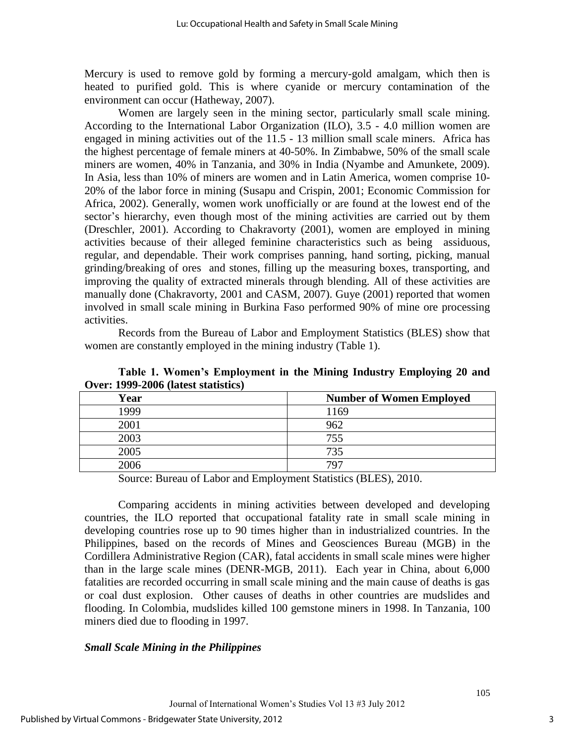Mercury is used to remove gold by forming a mercury-gold amalgam, which then is heated to purified gold. This is where cyanide or mercury contamination of the environment can occur (Hatheway, 2007).

Women are largely seen in the mining sector, particularly small scale mining. According to the International Labor Organization (ILO), 3.5 - 4.0 million women are engaged in mining activities out of the 11.5 - 13 million small scale miners. Africa has the highest percentage of female miners at 40-50%. In Zimbabwe, 50% of the small scale miners are women, 40% in Tanzania, and 30% in India (Nyambe and Amunkete, 2009). In Asia, less than 10% of miners are women and in Latin America, women comprise 10-20% of the labor force in mining (Susapu and Crispin, 2001; Economic Commission for Africa, 2002). Generally, women work unofficially or are found at the lowest end of the sector's hierarchy, even though most of the mining activities are carried out by them (Dreschler, 2001). According to Chakravorty (2001), women are employed in mining activities because of their alleged feminine characteristics such as being assiduous, regular, and dependable. Their work comprises panning, hand sorting, picking, manual grinding/breaking of ores and stones, filling up the measuring boxes, transporting, and improving the quality of extracted minerals through blending. All of these activities are manually done (Chakravorty, 2001 and CASM, 2007). Guye (2001) reported that women involved in small scale mining in Burkina Faso performed 90% of mine ore processing activities.

Records from the Bureau of Labor and Employment Statistics (BLES) show that women are constantly employed in the mining industry (Table 1).

**Table 1. Women's Employment in the Mining Industry Employing 20 and Over: 1999-2006 (latest statistics)**

| Year | Number of Women Employed |
|---|---|
| 1999 | 1169 |
| 2001 | 962 |
| 2003 | 755 |
| 2005 | 735 |
| 2006 | 797 |

Source: Bureau of Labor and Employment Statistics (BLES), 2010.

Comparing accidents in mining activities between developed and developing countries, the ILO reported that occupational fatality rate in small scale mining in developing countries rose up to 90 times higher than in industrialized countries. In the Philippines, based on the records of Mines and Geosciences Bureau (MGB) in the Cordillera Administrative Region (CAR), fatal accidents in small scale mines were higher than in the large scale mines (DENR-MGB, 2011). Each year in China, about 6,000 fatalities are recorded occurring in small scale mining and the main cause of deaths is gas or coal dust explosion. Other causes of deaths in other countries are mudslides and flooding. In Colombia, mudslides killed 100 gemstone miners in 1998. In Tanzania, 100 miners died due to flooding in 1997.

### *Small Scale Mining in the Philippines*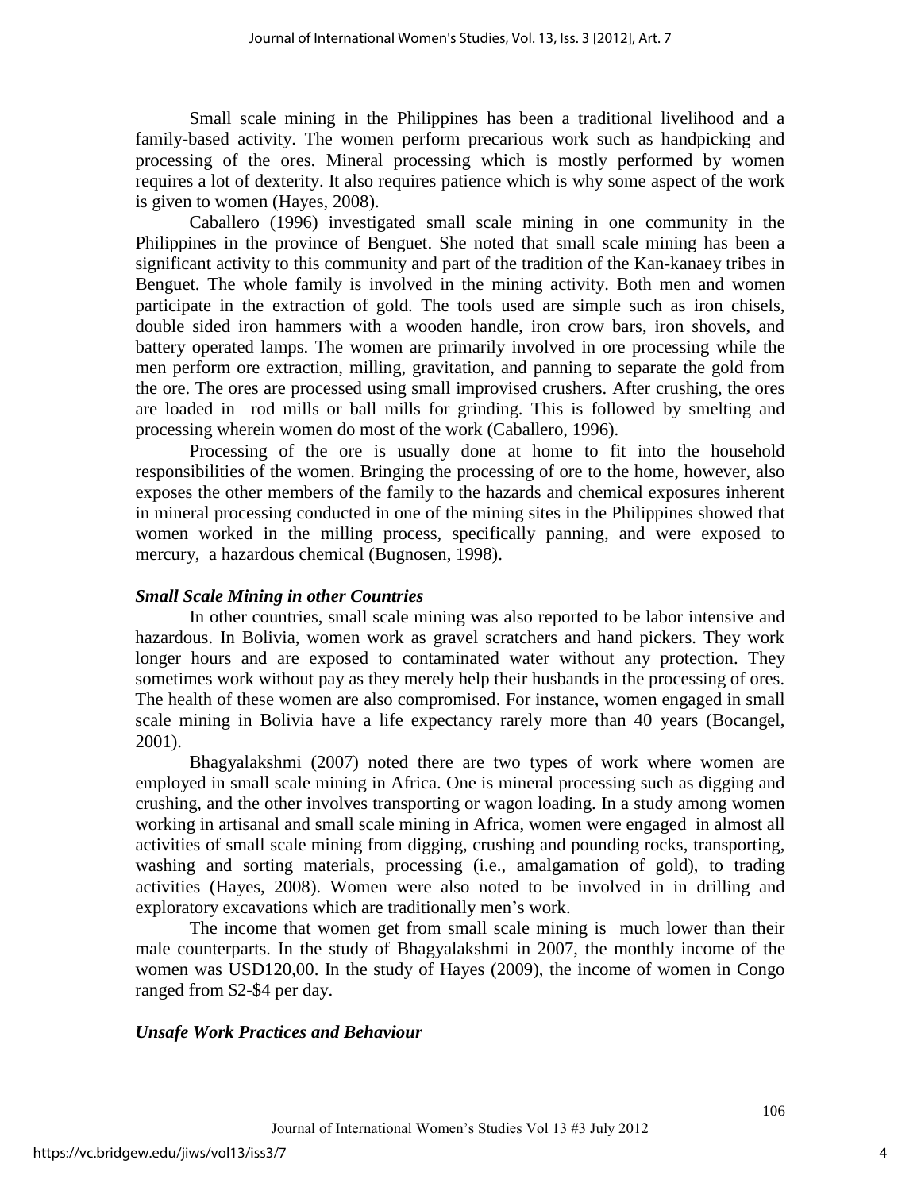Small scale mining in the Philippines has been a traditional livelihood and a family-based activity. The women perform precarious work such as handpicking and processing of the ores. Mineral processing which is mostly performed by women requires a lot of dexterity. It also requires patience which is why some aspect of the work is given to women (Hayes, 2008).

Caballero (1996) investigated small scale mining in one community in the Philippines in the province of Benguet. She noted that small scale mining has been a significant activity to this community and part of the tradition of the Kan-kanaey tribes in Benguet. The whole family is involved in the mining activity. Both men and women participate in the extraction of gold. The tools used are simple such as iron chisels, double sided iron hammers with a wooden handle, iron crow bars, iron shovels, and battery operated lamps. The women are primarily involved in ore processing while the men perform ore extraction, milling, gravitation, and panning to separate the gold from the ore. The ores are processed using small improvised crushers. After crushing, the ores are loaded in rod mills or ball mills for grinding. This is followed by smelting and processing wherein women do most of the work (Caballero, 1996).

Processing of the ore is usually done at home to fit into the household responsibilities of the women. Bringing the processing of ore to the home, however, also exposes the other members of the family to the hazards and chemical exposures inherent in mineral processing conducted in one of the mining sites in the Philippines showed that women worked in the milling process, specifically panning, and were exposed to mercury, a hazardous chemical (Bugnosen, 1998).

### *Small Scale Mining in other Countries*

In other countries, small scale mining was also reported to be labor intensive and hazardous. In Bolivia, women work as gravel scratchers and hand pickers. They work longer hours and are exposed to contaminated water without any protection. They sometimes work without pay as they merely help their husbands in the processing of ores. The health of these women are also compromised. For instance, women engaged in small scale mining in Bolivia have a life expectancy rarely more than 40 years (Bocangel, 2001).

Bhagyalakshmi (2007) noted there are two types of work where women are employed in small scale mining in Africa. One is mineral processing such as digging and crushing, and the other involves transporting or wagon loading. In a study among women working in artisanal and small scale mining in Africa, women were engaged in almost all activities of small scale mining from digging, crushing and pounding rocks, transporting, washing and sorting materials, processing (i.e., amalgamation of gold), to trading activities (Hayes, 2008). Women were also noted to be involved in in drilling and exploratory excavations which are traditionally men's work.

The income that women get from small scale mining is much lower than their male counterparts. In the study of Bhagyalakshmi in 2007, the monthly income of the women was USD120,00. In the study of Hayes (2009), the income of women in Congo ranged from \$2-\$4 per day.

### *Unsafe Work Practices and Behaviour*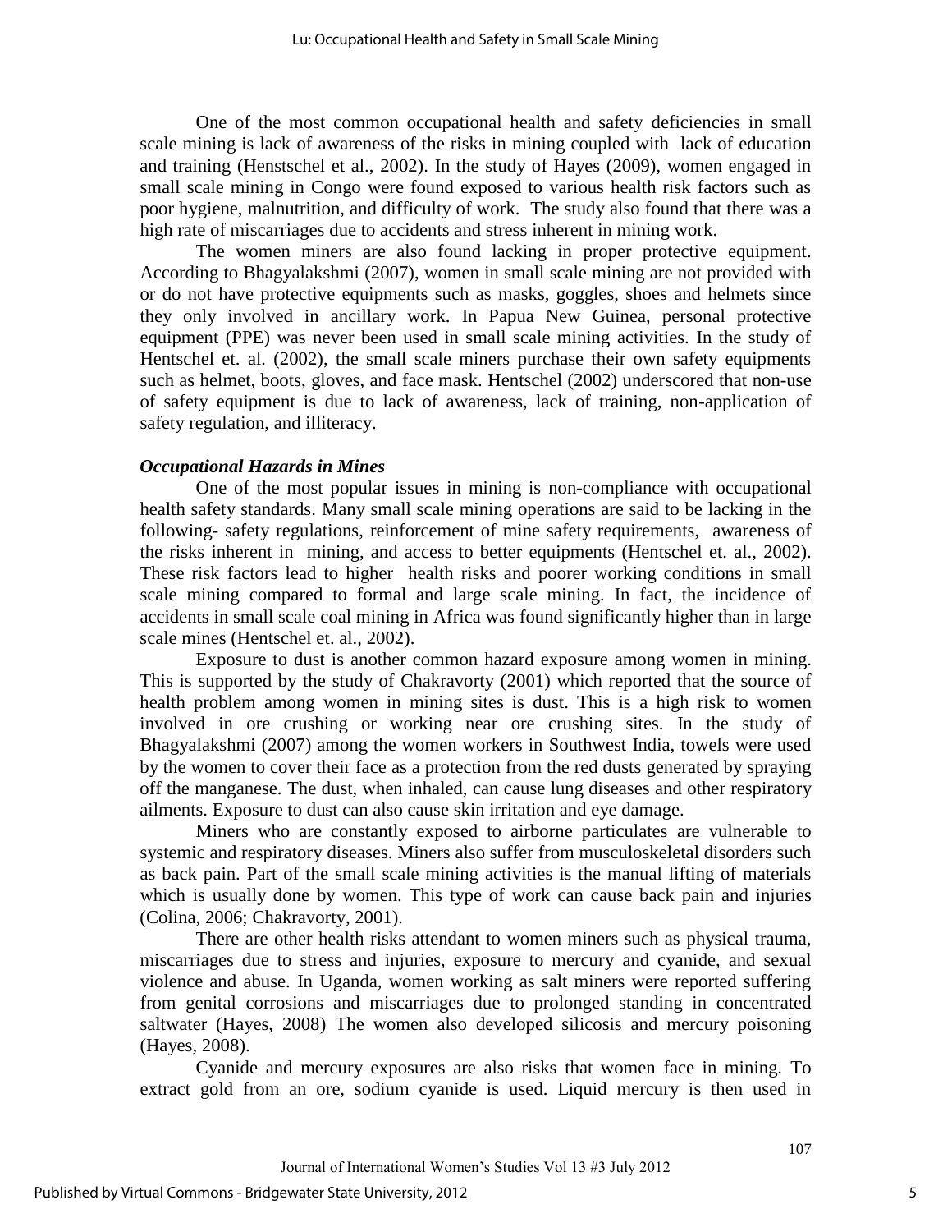One of the most common occupational health and safety deficiencies in small scale mining is lack of awareness of the risks in mining coupled with lack of education and training (Henstschel et al., 2002). In the study of Hayes (2009), women engaged in small scale mining in Congo were found exposed to various health risk factors such as poor hygiene, malnutrition, and difficulty of work. The study also found that there was a high rate of miscarriages due to accidents and stress inherent in mining work.

The women miners are also found lacking in proper protective equipment. According to Bhagyalakshmi (2007), women in small scale mining are not provided with or do not have protective equipments such as masks, goggles, shoes and helmets since they only involved in ancillary work. In Papua New Guinea, personal protective equipment (PPE) was never been used in small scale mining activities. In the study of Hentschel et. al. (2002), the small scale miners purchase their own safety equipments such as helmet, boots, gloves, and face mask. Hentschel (2002) underscored that non-use of safety equipment is due to lack of awareness, lack of training, non-application of safety regulation, and illiteracy.

### *Occupational Hazards in Mines*

One of the most popular issues in mining is non-compliance with occupational health safety standards. Many small scale mining operations are said to be lacking in the following- safety regulations, reinforcement of mine safety requirements, awareness of the risks inherent in mining, and access to better equipments (Hentschel et. al., 2002). These risk factors lead to higher health risks and poorer working conditions in small scale mining compared to formal and large scale mining. In fact, the incidence of accidents in small scale coal mining in Africa was found significantly higher than in large scale mines (Hentschel et. al., 2002).

Exposure to dust is another common hazard exposure among women in mining. This is supported by the study of Chakravorty (2001) which reported that the source of health problem among women in mining sites is dust. This is a high risk to women involved in ore crushing or working near ore crushing sites. In the study of Bhagyalakshmi (2007) among the women workers in Southwest India, towels were used by the women to cover their face as a protection from the red dusts generated by spraying off the manganese. The dust, when inhaled, can cause lung diseases and other respiratory ailments. Exposure to dust can also cause skin irritation and eye damage.

Miners who are constantly exposed to airborne particulates are vulnerable to systemic and respiratory diseases. Miners also suffer from musculoskeletal disorders such as back pain. Part of the small scale mining activities is the manual lifting of materials which is usually done by women. This type of work can cause back pain and injuries (Colina, 2006; Chakravorty, 2001).

There are other health risks attendant to women miners such as physical trauma, miscarriages due to stress and injuries, exposure to mercury and cyanide, and sexual violence and abuse. In Uganda, women working as salt miners were reported suffering from genital corrosions and miscarriages due to prolonged standing in concentrated saltwater (Hayes, 2008) The women also developed silicosis and mercury poisoning (Hayes, 2008).

Cyanide and mercury exposures are also risks that women face in mining. To extract gold from an ore, sodium cyanide is used. Liquid mercury is then used in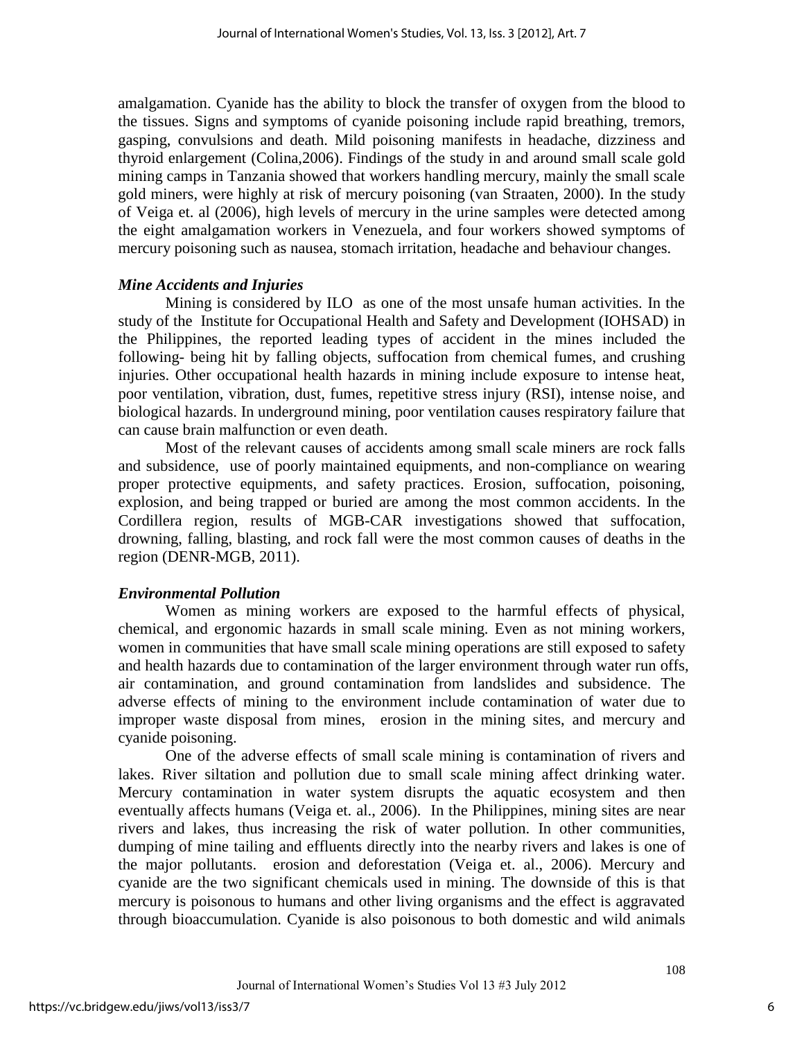amalgamation. Cyanide has the ability to block the transfer of oxygen from the blood to the tissues. Signs and symptoms of cyanide poisoning include rapid breathing, tremors, gasping, convulsions and death. Mild poisoning manifests in headache, dizziness and thyroid enlargement (Colina,2006). Findings of the study in and around small scale gold mining camps in Tanzania showed that workers handling mercury, mainly the small scale gold miners, were highly at risk of mercury poisoning (van Straaten, 2000). In the study of Veiga et. al (2006), high levels of mercury in the urine samples were detected among the eight amalgamation workers in Venezuela, and four workers showed symptoms of mercury poisoning such as nausea, stomach irritation, headache and behaviour changes.

### *Mine Accidents and Injuries*

Mining is considered by ILO as one of the most unsafe human activities. In the study of the Institute for Occupational Health and Safety and Development (IOHSAD) in the Philippines, the reported leading types of accident in the mines included the following- being hit by falling objects, suffocation from chemical fumes, and crushing injuries. Other occupational health hazards in mining include exposure to intense heat, poor ventilation, vibration, dust, fumes, repetitive stress injury (RSI), intense noise, and biological hazards. In underground mining, poor ventilation causes respiratory failure that can cause brain malfunction or even death.

Most of the relevant causes of accidents among small scale miners are rock falls and subsidence, use of poorly maintained equipments, and non-compliance on wearing proper protective equipments, and safety practices. Erosion, suffocation, poisoning, explosion, and being trapped or buried are among the most common accidents. In the Cordillera region, results of MGB-CAR investigations showed that suffocation, drowning, falling, blasting, and rock fall were the most common causes of deaths in the region (DENR-MGB, 2011).

### *Environmental Pollution*

Women as mining workers are exposed to the harmful effects of physical, chemical, and ergonomic hazards in small scale mining. Even as not mining workers, women in communities that have small scale mining operations are still exposed to safety and health hazards due to contamination of the larger environment through water run offs, air contamination, and ground contamination from landslides and subsidence. The adverse effects of mining to the environment include contamination of water due to improper waste disposal from mines, erosion in the mining sites, and mercury and cyanide poisoning.

One of the adverse effects of small scale mining is contamination of rivers and lakes. River siltation and pollution due to small scale mining affect drinking water. Mercury contamination in water system disrupts the aquatic ecosystem and then eventually affects humans (Veiga et. al., 2006). In the Philippines, mining sites are near rivers and lakes, thus increasing the risk of water pollution. In other communities, dumping of mine tailing and effluents directly into the nearby rivers and lakes is one of the major pollutants. erosion and deforestation (Veiga et. al., 2006). Mercury and cyanide are the two significant chemicals used in mining. The downside of this is that mercury is poisonous to humans and other living organisms and the effect is aggravated through bioaccumulation. Cyanide is also poisonous to both domestic and wild animals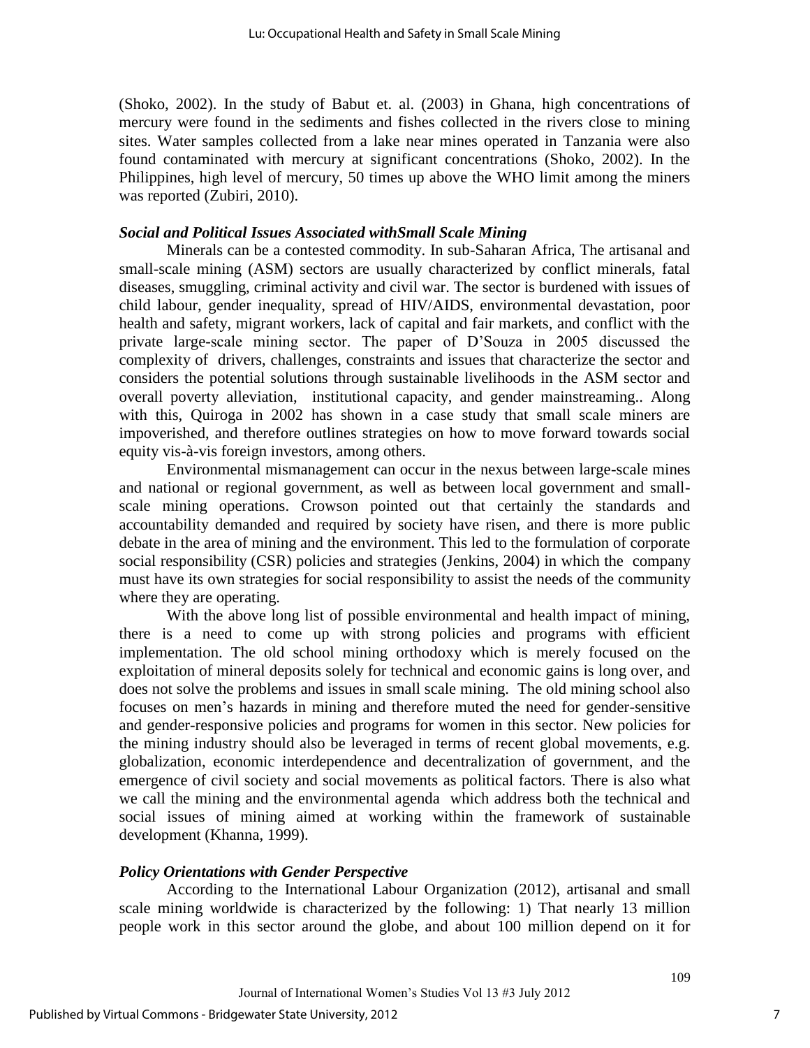(Shoko, 2002). In the study of Babut et. al. (2003) in Ghana, high concentrations of mercury were found in the sediments and fishes collected in the rivers close to mining sites. Water samples collected from a lake near mines operated in Tanzania were also found contaminated with mercury at significant concentrations (Shoko, 2002). In the Philippines, high level of mercury, 50 times up above the WHO limit among the miners was reported (Zubiri, 2010).

### *Social and Political Issues Associated withSmall Scale Mining*

Minerals can be a contested commodity. In sub-Saharan Africa, The artisanal and small-scale mining (ASM) sectors are usually characterized by conflict minerals, fatal diseases, smuggling, criminal activity and civil war. The sector is burdened with issues of child labour, gender inequality, spread of HIV/AIDS, environmental devastation, poor health and safety, migrant workers, lack of capital and fair markets, and conflict with the private large-scale mining sector. The paper of D'Souza in 2005 discussed the complexity of drivers, challenges, constraints and issues that characterize the sector and considers the potential solutions through sustainable livelihoods in the ASM sector and overall poverty alleviation, institutional capacity, and gender mainstreaming.. Along with this, Quiroga in 2002 has shown in a case study that small scale miners are impoverished, and therefore outlines strategies on how to move forward towards social equity vis-à-vis foreign investors, among others.

Environmental mismanagement can occur in the nexus between large-scale mines and national or regional government, as well as between local government and small-scale mining operations. Crowson pointed out that certainly the standards and accountability demanded and required by society have risen, and there is more public debate in the area of mining and the environment. This led to the formulation of corporate social responsibility (CSR) policies and strategies (Jenkins, 2004) in which the company must have its own strategies for social responsibility to assist the needs of the community where they are operating.

With the above long list of possible environmental and health impact of mining, there is a need to come up with strong policies and programs with efficient implementation. The old school mining orthodoxy which is merely focused on the exploitation of mineral deposits solely for technical and economic gains is long over, and does not solve the problems and issues in small scale mining. The old mining school also focuses on men's hazards in mining and therefore muted the need for gender-sensitive and gender-responsive policies and programs for women in this sector. New policies for the mining industry should also be leveraged in terms of recent global movements, e.g. globalization, economic interdependence and decentralization of government, and the emergence of civil society and social movements as political factors. There is also what we call the mining and the environmental agenda which address both the technical and social issues of mining aimed at working within the framework of sustainable development (Khanna, 1999).

### *Policy Orientations with Gender Perspective*

According to the International Labour Organization (2012), artisanal and small scale mining worldwide is characterized by the following: 1) That nearly 13 million people work in this sector around the globe, and about 100 million depend on it for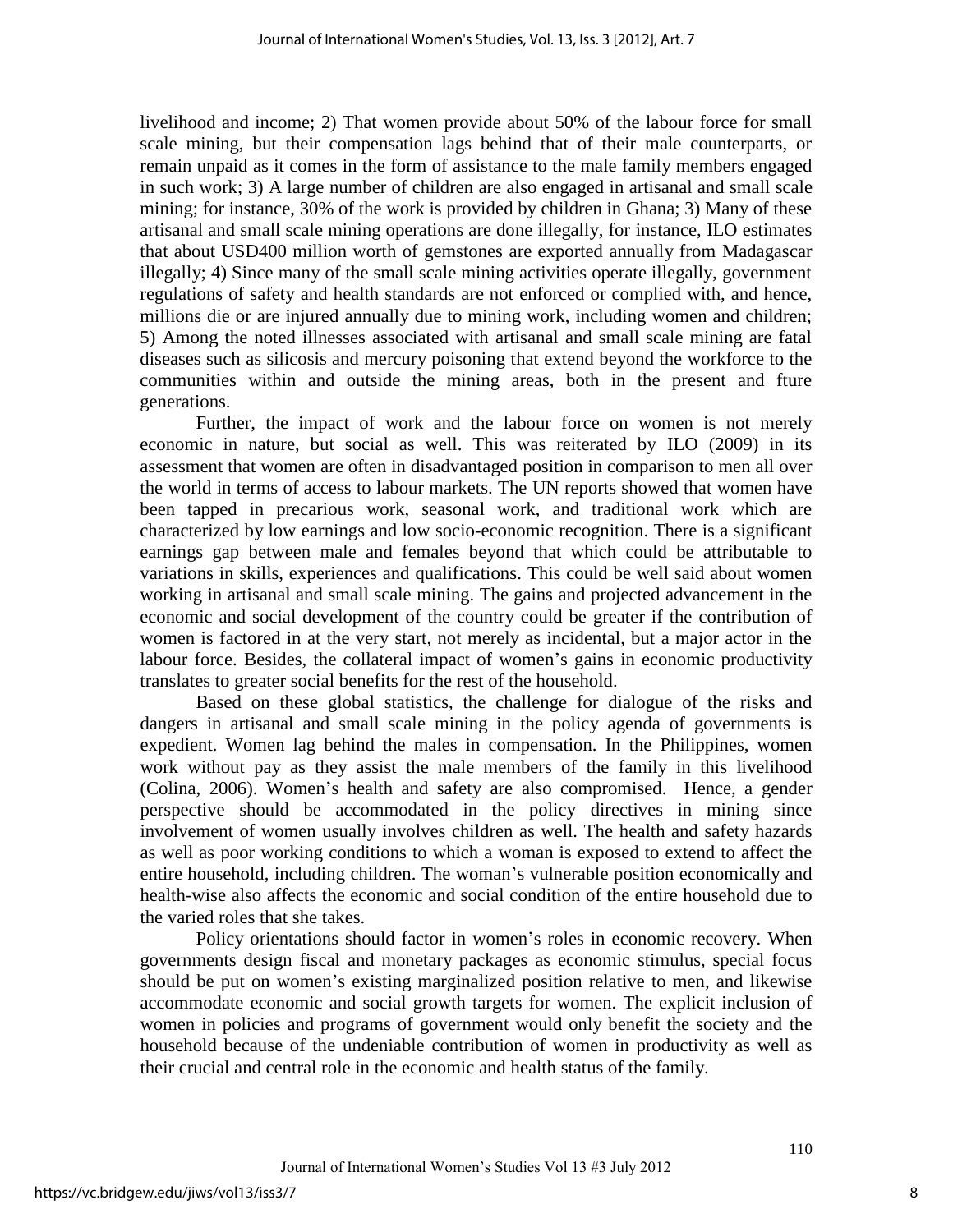livelihood and income; 2) That women provide about 50% of the labour force for small scale mining, but their compensation lags behind that of their male counterparts, or remain unpaid as it comes in the form of assistance to the male family members engaged in such work; 3) A large number of children are also engaged in artisanal and small scale mining; for instance, 30% of the work is provided by children in Ghana; 3) Many of these artisanal and small scale mining operations are done illegally, for instance, ILO estimates that about USD400 million worth of gemstones are exported annually from Madagascar illegally; 4) Since many of the small scale mining activities operate illegally, government regulations of safety and health standards are not enforced or complied with, and hence, millions die or are injured annually due to mining work, including women and children; 5) Among the noted illnesses associated with artisanal and small scale mining are fatal diseases such as silicosis and mercury poisoning that extend beyond the workforce to the communities within and outside the mining areas, both in the present and fture generations.

Further, the impact of work and the labour force on women is not merely economic in nature, but social as well. This was reiterated by ILO (2009) in its assessment that women are often in disadvantaged position in comparison to men all over the world in terms of access to labour markets. The UN reports showed that women have been tapped in precarious work, seasonal work, and traditional work which are characterized by low earnings and low socio-economic recognition. There is a significant earnings gap between male and females beyond that which could be attributable to variations in skills, experiences and qualifications. This could be well said about women working in artisanal and small scale mining. The gains and projected advancement in the economic and social development of the country could be greater if the contribution of women is factored in at the very start, not merely as incidental, but a major actor in the labour force. Besides, the collateral impact of women's gains in economic productivity translates to greater social benefits for the rest of the household.

Based on these global statistics, the challenge for dialogue of the risks and dangers in artisanal and small scale mining in the policy agenda of governments is expedient. Women lag behind the males in compensation. In the Philippines, women work without pay as they assist the male members of the family in this livelihood (Colina, 2006). Women's health and safety are also compromised. Hence, a gender perspective should be accommodated in the policy directives in mining since involvement of women usually involves children as well. The health and safety hazards as well as poor working conditions to which a woman is exposed to extend to affect the entire household, including children. The woman's vulnerable position economically and health-wise also affects the economic and social condition of the entire household due to the varied roles that she takes.

Policy orientations should factor in women's roles in economic recovery. When governments design fiscal and monetary packages as economic stimulus, special focus should be put on women's existing marginalized position relative to men, and likewise accommodate economic and social growth targets for women. The explicit inclusion of women in policies and programs of government would only benefit the society and the household because of the undeniable contribution of women in productivity as well as their crucial and central role in the economic and health status of the family.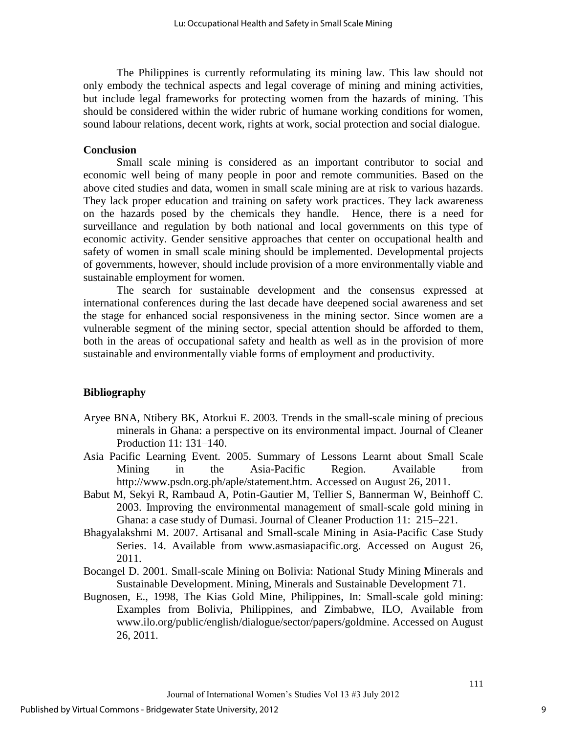The Philippines is currently reformulating its mining law. This law should not only embody the technical aspects and legal coverage of mining and mining activities, but include legal frameworks for protecting women from the hazards of mining. This should be considered within the wider rubric of humane working conditions for women, sound labour relations, decent work, rights at work, social protection and social dialogue.

## Conclusion

Small scale mining is considered as an important contributor to social and economic well being of many people in poor and remote communities. Based on the above cited studies and data, women in small scale mining are at risk to various hazards. They lack proper education and training on safety work practices. They lack awareness on the hazards posed by the chemicals they handle. Hence, there is a need for surveillance and regulation by both national and local governments on this type of economic activity. Gender sensitive approaches that center on occupational health and safety of women in small scale mining should be implemented. Developmental projects of governments, however, should include provision of a more environmentally viable and sustainable employment for women.

The search for sustainable development and the consensus expressed at international conferences during the last decade have deepened social awareness and set the stage for enhanced social responsiveness in the mining sector. Since women are a vulnerable segment of the mining sector, special attention should be afforded to them, both in the areas of occupational safety and health as well as in the provision of more sustainable and environmentally viable forms of employment and productivity.

## Bibliography

Aryee BNA, Ntibery BK, Atorkui E. 2003. Trends in the small-scale mining of precious minerals in Ghana: a perspective on its environmental impact. Journal of Cleaner Production 11: 131–140.

Asia Pacific Learning Event. 2005. Summary of Lessons Learnt about Small Scale Mining in the Asia-Pacific Region. Available from http://www.psdn.org.ph/aple/statement.htm. Accessed on August 26, 2011.

Babut M, Sekyi R, Rambaud A, Potin-Gautier M, Tellier S, Bannerman W, Beinhoff C. 2003. Improving the environmental management of small-scale gold mining in Ghana: a case study of Dumasi. Journal of Cleaner Production 11: 215–221.

Bhagyalakshmi M. 2007. Artisanal and Small-scale Mining in Asia-Pacific Case Study Series. 14. Available from www.asmasiapacific.org. Accessed on August 26, 2011.

Bocangel D. 2001. Small-scale Mining on Bolivia: National Study Mining Minerals and Sustainable Development. Mining, Minerals and Sustainable Development 71.

Bugnosen, E., 1998, The Kias Gold Mine, Philippines, In: Small-scale gold mining: Examples from Bolivia, Philippines, and Zimbabwe, ILO, Available from www.ilo.org/public/english/dialogue/sector/papers/goldmine. Accessed on August 26, 2011.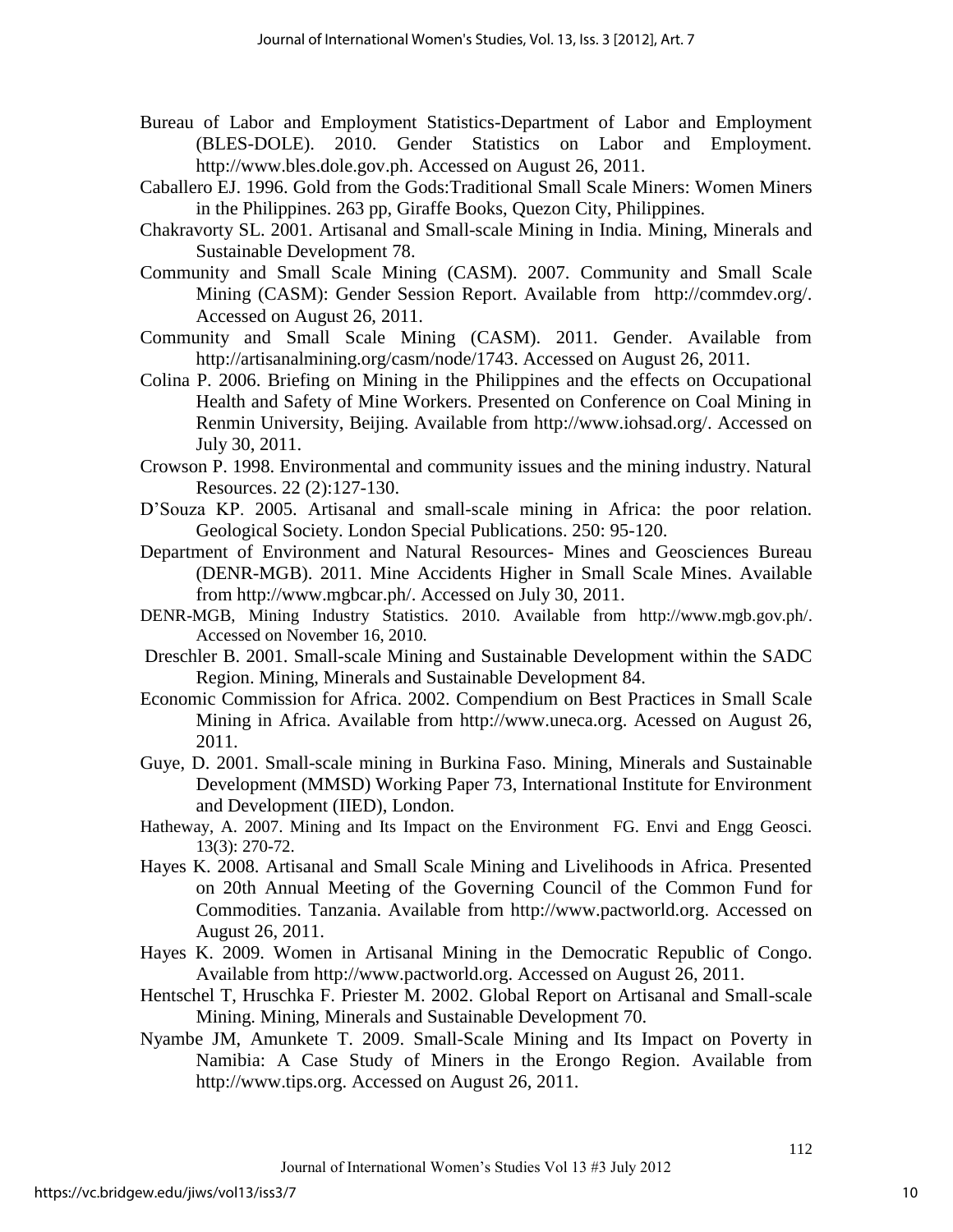Bureau of Labor and Employment Statistics-Department of Labor and Employment (BLES-DOLE). 2010. Gender Statistics on Labor and Employment. http://www.bles.dole.gov.ph. Accessed on August 26, 2011.

Caballero EJ. 1996. Gold from the Gods:Traditional Small Scale Miners: Women Miners in the Philippines. 263 pp, Giraffe Books, Quezon City, Philippines.

Chakravorty SL. 2001. Artisanal and Small-scale Mining in India. Mining, Minerals and Sustainable Development 78.

Community and Small Scale Mining (CASM). 2007. Community and Small Scale Mining (CASM): Gender Session Report. Available from http://commdev.org/. Accessed on August 26, 2011.

Community and Small Scale Mining (CASM). 2011. Gender. Available from http://artisanalmining.org/casm/node/1743. Accessed on August 26, 2011.

Colina P. 2006. Briefing on Mining in the Philippines and the effects on Occupational Health and Safety of Mine Workers. Presented on Conference on Coal Mining in Renmin University, Beijing. Available from http://www.iohsad.org/. Accessed on July 30, 2011.

Crowson P. 1998. Environmental and community issues and the mining industry. Natural Resources. 22 (2):127-130.

D'Souza KP. 2005. Artisanal and small-scale mining in Africa: the poor relation. Geological Society. London Special Publications. 250: 95-120.

Department of Environment and Natural Resources- Mines and Geosciences Bureau (DENR-MGB). 2011. Mine Accidents Higher in Small Scale Mines. Available from http://www.mgbcar.ph/. Accessed on July 30, 2011.

DENR-MGB, Mining Industry Statistics. 2010. Available from http://www.mgb.gov.ph/. Accessed on November 16, 2010.

Dreschler B. 2001. Small-scale Mining and Sustainable Development within the SADC Region. Mining, Minerals and Sustainable Development 84.

Economic Commission for Africa. 2002. Compendium on Best Practices in Small Scale Mining in Africa. Available from http://www.uneca.org. Acessed on August 26, 2011.

Guye, D. 2001. Small-scale mining in Burkina Faso. Mining, Minerals and Sustainable Development (MMSD) Working Paper 73, International Institute for Environment and Development (IIED), London.

Hatheway, A. 2007. Mining and Its Impact on the Environment FG. Envi and Engg Geosci. 13(3): 270-72.

Hayes K. 2008. Artisanal and Small Scale Mining and Livelihoods in Africa. Presented on 20th Annual Meeting of the Governing Council of the Common Fund for Commodities. Tanzania. Available from http://www.pactworld.org. Accessed on August 26, 2011.

Hayes K. 2009. Women in Artisanal Mining in the Democratic Republic of Congo. Available from http://www.pactworld.org. Accessed on August 26, 2011.

Hentschel T, Hruschka F. Priester M. 2002. Global Report on Artisanal and Small-scale Mining. Mining, Minerals and Sustainable Development 70.

Nyambe JM, Amunkete T. 2009. Small-Scale Mining and Its Impact on Poverty in Namibia: A Case Study of Miners in the Erongo Region. Available from http://www.tips.org. Accessed on August 26, 2011.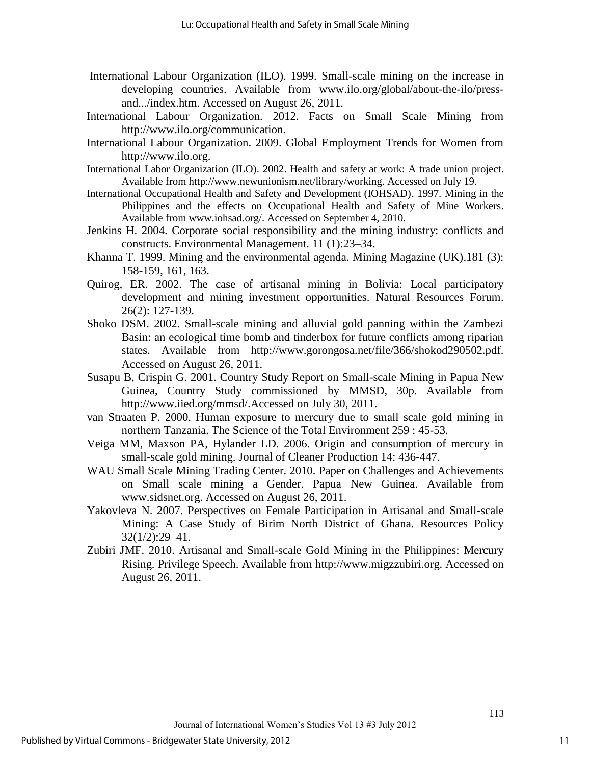International Labour Organization (ILO). 1999. Small-scale mining on the increase in developing countries. Available from www.ilo.org/global/about-the-ilo/press-and.../index.htm. Accessed on August 26, 2011.

International Labour Organization. 2012. Facts on Small Scale Mining from http://www.ilo.org/communication.

International Labour Organization. 2009. Global Employment Trends for Women from http://www.ilo.org.

International Labor Organization (ILO). 2002. Health and safety at work: A trade union project. Available from http://www.newunionism.net/library/working. Accessed on July 19.

International Occupational Health and Safety and Development (IOHSAD). 1997. Mining in the Philippines and the effects on Occupational Health and Safety of Mine Workers. Available from www.iohsad.org/. Accessed on September 4, 2010.

Jenkins H. 2004. Corporate social responsibility and the mining industry: conflicts and constructs. Environmental Management. 11 (1):23–34.

Khanna T. 1999. Mining and the environmental agenda. Mining Magazine (UK).181 (3): 158-159, 161, 163.

Quirog, ER. 2002. The case of artisanal mining in Bolivia: Local participatory development and mining investment opportunities. Natural Resources Forum. 26(2): 127-139.

Shoko DSM. 2002. Small-scale mining and alluvial gold panning within the Zambezi Basin: an ecological time bomb and tinderbox for future conflicts among riparian states. Available from http://www.gorongosa.net/file/366/shokod290502.pdf. Accessed on August 26, 2011.

Susapu B, Crispin G. 2001. Country Study Report on Small-scale Mining in Papua New Guinea, Country Study commissioned by MMSD, 30p. Available from http://www.iied.org/mmsd/.Accessed on July 30, 2011.

van Straaten P. 2000. Human exposure to mercury due to small scale gold mining in northern Tanzania. The Science of the Total Environment 259 : 45-53.

Veiga MM, Maxson PA, Hylander LD. 2006. Origin and consumption of mercury in small-scale gold mining. Journal of Cleaner Production 14: 436-447.

WAU Small Scale Mining Trading Center. 2010. Paper on Challenges and Achievements on Small scale mining a Gender. Papua New Guinea. Available from www.sidsnet.org. Accessed on August 26, 2011.

Yakovleva N. 2007. Perspectives on Female Participation in Artisanal and Small-scale Mining: A Case Study of Birim North District of Ghana. Resources Policy 32(1/2):29–41.

Zubiri JMF. 2010. Artisanal and Small-scale Gold Mining in the Philippines: Mercury Rising. Privilege Speech. Available from http://www.migzzubiri.org. Accessed on August 26, 2011.